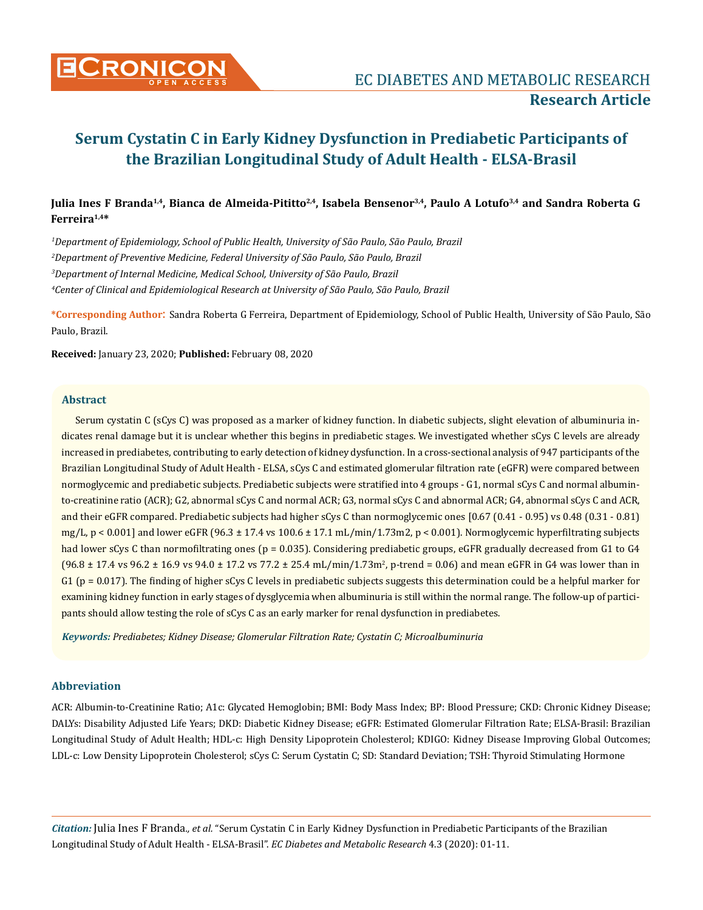# Serum Cystatin C in Early Kidney Dysfunction in Prediabetic Participants of the Brazilian Longitudinal Study of Adult Health - ELSA-Brasil

**Julia Ines F Branda[1,4], Bianca de Almeida-Pititto[2,4], Isabela Bensenor[3,4], Paulo A Lotufo[3,4] and Sandra Roberta G Ferreira[1,4]***

*[1]Department of Epidemiology, School of Public Health, University of São Paulo, São Paulo, Brazil*

*[2]Department of Preventive Medicine, Federal University of São Paulo, São Paulo, Brazil*

*[3]Department of Internal Medicine, Medical School, University of São Paulo, Brazil*

*[4]Center of Clinical and Epidemiological Research at University of São Paulo, São Paulo, Brazil*

**\*Corresponding Author**: Sandra Roberta G Ferreira, Department of Epidemiology, School of Public Health, University of São Paulo, São Paulo, Brazil.

**Received:** January 23, 2020; **Published:** February 08, 2020

## Abstract

Serum cystatin C (sCys C) was proposed as a marker of kidney function. In diabetic subjects, slight elevation of albuminuria indicates renal damage but it is unclear whether this begins in prediabetic stages. We investigated whether sCys C levels are already increased in prediabetes, contributing to early detection of kidney dysfunction. In a cross-sectional analysis of 947 participants of the Brazilian Longitudinal Study of Adult Health - ELSA, sCys C and estimated glomerular filtration rate (eGFR) were compared between normoglycemic and prediabetic subjects. Prediabetic subjects were stratified into 4 groups - G1, normal sCys C and normal albumin-to-creatinine ratio (ACR); G2, abnormal sCys C and normal ACR; G3, normal sCys C and abnormal ACR; G4, abnormal sCys C and ACR, and their eGFR compared. Prediabetic subjects had higher sCys C than normoglycemic ones [0.67 (0.41 - 0.95) vs 0.48 (0.31 - 0.81) mg/L, $p < 0.001$] and lower eGFR (96.3 ± 17.4 vs 100.6 ± 17.1 mL/min/1.73m2, $p < 0.001$). Normoglycemic hyperfiltrating subjects had lower sCys C than normofiltrating ones ($p = 0.035$). Considering prediabetic groups, eGFR gradually decreased from G1 to G4 (96.8 ± 17.4 vs 96.2 ± 16.9 vs 94.0 ± 17.2 vs 77.2 ± 25.4 mL/min/1.73m$^2$, p-trend = 0.06) and mean eGFR in G4 was lower than in G1 ($p = 0.017$). The finding of higher sCys C levels in prediabetic subjects suggests this determination could be a helpful marker for examining kidney function in early stages of dysglycemia when albuminuria is still within the normal range. The follow-up of participants should allow testing the role of sCys C as an early marker for renal dysfunction in prediabetes.

***Keywords:*** *Prediabetes; Kidney Disease; Glomerular Filtration Rate; Cystatin C; Microalbuminuria*

## Abbreviation

ACR: Albumin-to-Creatinine Ratio; A1c: Glycated Hemoglobin; BMI: Body Mass Index; BP: Blood Pressure; CKD: Chronic Kidney Disease; DALYs: Disability Adjusted Life Years; DKD: Diabetic Kidney Disease; eGFR: Estimated Glomerular Filtration Rate; ELSA-Brasil: Brazilian Longitudinal Study of Adult Health; HDL-c: High Density Lipoprotein Cholesterol; KDIGO: Kidney Disease Improving Global Outcomes; LDL-c: Low Density Lipoprotein Cholesterol; sCys C: Serum Cystatin C; SD: Standard Deviation; TSH: Thyroid Stimulating Hormone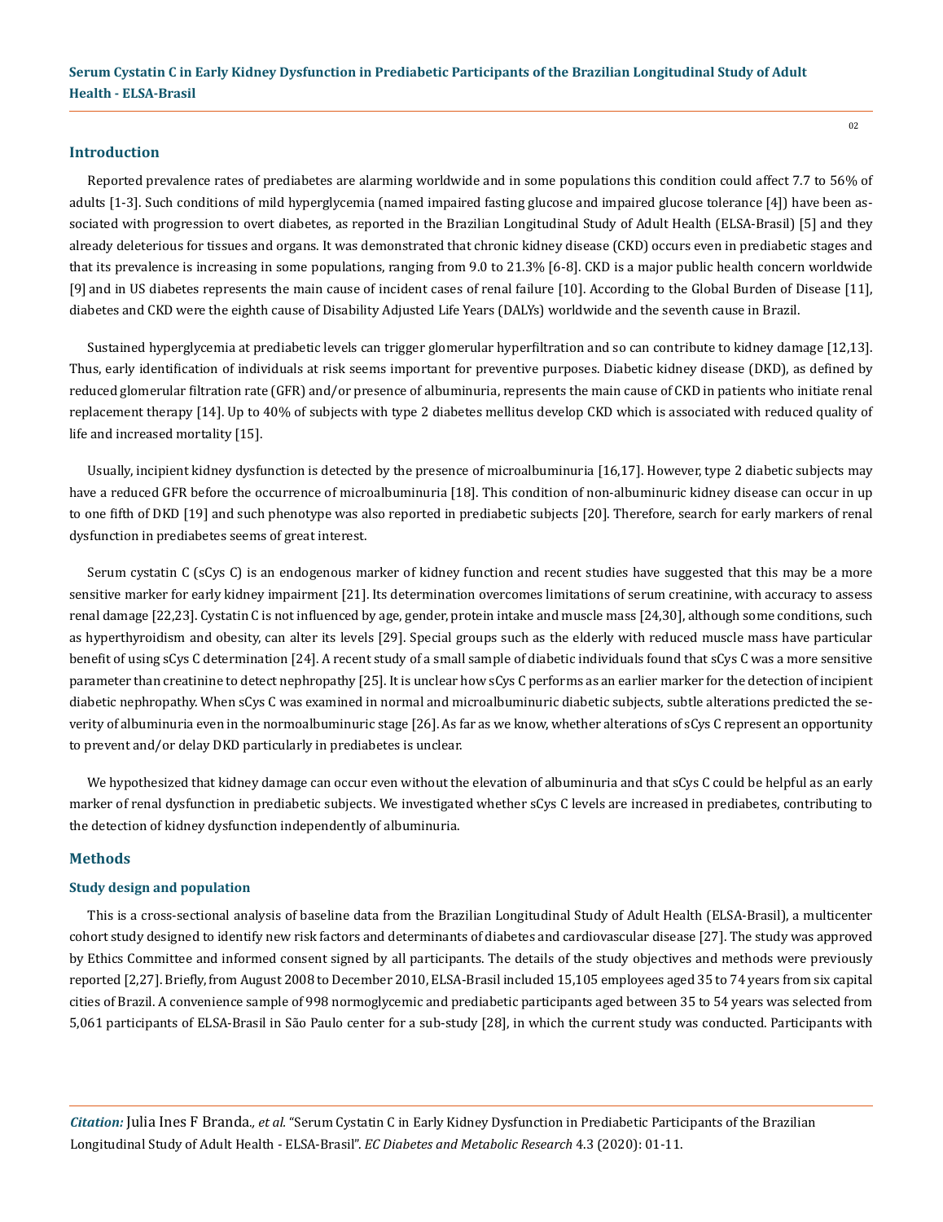## Introduction

Reported prevalence rates of prediabetes are alarming worldwide and in some populations this condition could affect 7.7 to 56% of adults [1-3]. Such conditions of mild hyperglycemia (named impaired fasting glucose and impaired glucose tolerance [4]) have been associated with progression to overt diabetes, as reported in the Brazilian Longitudinal Study of Adult Health (ELSA-Brasil) [5] and they already deleterious for tissues and organs. It was demonstrated that chronic kidney disease (CKD) occurs even in prediabetic stages and that its prevalence is increasing in some populations, ranging from 9.0 to 21.3% [6-8]. CKD is a major public health concern worldwide [9] and in US diabetes represents the main cause of incident cases of renal failure [10]. According to the Global Burden of Disease [11], diabetes and CKD were the eighth cause of Disability Adjusted Life Years (DALYs) worldwide and the seventh cause in Brazil.

Sustained hyperglycemia at prediabetic levels can trigger glomerular hyperfiltration and so can contribute to kidney damage [12,13]. Thus, early identification of individuals at risk seems important for preventive purposes. Diabetic kidney disease (DKD), as defined by reduced glomerular filtration rate (GFR) and/or presence of albuminuria, represents the main cause of CKD in patients who initiate renal replacement therapy [14]. Up to 40% of subjects with type 2 diabetes mellitus develop CKD which is associated with reduced quality of life and increased mortality [15].

Usually, incipient kidney dysfunction is detected by the presence of microalbuminuria [16,17]. However, type 2 diabetic subjects may have a reduced GFR before the occurrence of microalbuminuria [18]. This condition of non-albuminuric kidney disease can occur in up to one fifth of DKD [19] and such phenotype was also reported in prediabetic subjects [20]. Therefore, search for early markers of renal dysfunction in prediabetes seems of great interest.

Serum cystatin C (sCys C) is an endogenous marker of kidney function and recent studies have suggested that this may be a more sensitive marker for early kidney impairment [21]. Its determination overcomes limitations of serum creatinine, with accuracy to assess renal damage [22,23]. Cystatin C is not influenced by age, gender, protein intake and muscle mass [24,30], although some conditions, such as hyperthyroidism and obesity, can alter its levels [29]. Special groups such as the elderly with reduced muscle mass have particular benefit of using sCys C determination [24]. A recent study of a small sample of diabetic individuals found that sCys C was a more sensitive parameter than creatinine to detect nephropathy [25]. It is unclear how sCys C performs as an earlier marker for the detection of incipient diabetic nephropathy. When sCys C was examined in normal and microalbuminuric diabetic subjects, subtle alterations predicted the severity of albuminuria even in the normoalbuminuric stage [26]. As far as we know, whether alterations of sCys C represent an opportunity to prevent and/or delay DKD particularly in prediabetes is unclear.

We hypothesized that kidney damage can occur even without the elevation of albuminuria and that sCys C could be helpful as an early marker of renal dysfunction in prediabetic subjects. We investigated whether sCys C levels are increased in prediabetes, contributing to the detection of kidney dysfunction independently of albuminuria.

## Methods

### Study design and population

This is a cross-sectional analysis of baseline data from the Brazilian Longitudinal Study of Adult Health (ELSA-Brasil), a multicenter cohort study designed to identify new risk factors and determinants of diabetes and cardiovascular disease [27]. The study was approved by Ethics Committee and informed consent signed by all participants. The details of the study objectives and methods were previously reported [2,27]. Briefly, from August 2008 to December 2010, ELSA-Brasil included 15,105 employees aged 35 to 74 years from six capital cities of Brazil. A convenience sample of 998 normoglycemic and prediabetic participants aged between 35 to 54 years was selected from 5,061 participants of ELSA-Brasil in São Paulo center for a sub-study [28], in which the current study was conducted. Participants with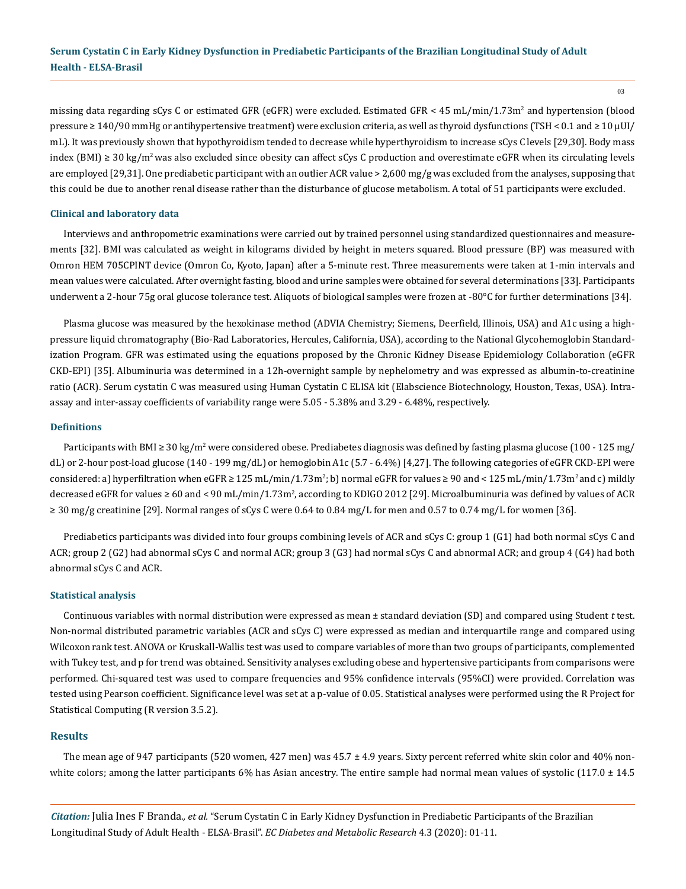missing data regarding sCys C or estimated GFR (eGFR) were excluded. Estimated GFR < 45 mL/min/1.73m$^2$ and hypertension (blood pressure ≥ 140/90 mmHg or antihypertensive treatment) were exclusion criteria, as well as thyroid dysfunctions (TSH < 0.1 and ≥ 10 µUI/mL). It was previously shown that hypothyroidism tended to decrease while hyperthyroidism to increase sCys C levels [29,30]. Body mass index (BMI) ≥ 30 kg/m$^2$ was also excluded since obesity can affect sCys C production and overestimate eGFR when its circulating levels are employed [29,31]. One prediabetic participant with an outlier ACR value > 2,600 mg/g was excluded from the analyses, supposing that this could be due to another renal disease rather than the disturbance of glucose metabolism. A total of 51 participants were excluded.

### Clinical and laboratory data

Interviews and anthropometric examinations were carried out by trained personnel using standardized questionnaires and measurements [32]. BMI was calculated as weight in kilograms divided by height in meters squared. Blood pressure (BP) was measured with Omron HEM 705CPINT device (Omron Co, Kyoto, Japan) after a 5-minute rest. Three measurements were taken at 1-min intervals and mean values were calculated. After overnight fasting, blood and urine samples were obtained for several determinations [33]. Participants underwent a 2-hour 75g oral glucose tolerance test. Aliquots of biological samples were frozen at -80°C for further determinations [34].

Plasma glucose was measured by the hexokinase method (ADVIA Chemistry; Siemens, Deerfield, Illinois, USA) and A1c using a high-pressure liquid chromatography (Bio-Rad Laboratories, Hercules, California, USA), according to the National Glycohemoglobin Standardization Program. GFR was estimated using the equations proposed by the Chronic Kidney Disease Epidemiology Collaboration (eGFR CKD-EPI) [35]. Albuminuria was determined in a 12h-overnight sample by nephelometry and was expressed as albumin-to-creatinine ratio (ACR). Serum cystatin C was measured using Human Cystatin C ELISA kit (Elabscience Biotechnology, Houston, Texas, USA). Intra-assay and inter-assay coefficients of variability range were 5.05 - 5.38% and 3.29 - 6.48%, respectively.

### Definitions

Participants with BMI ≥ 30 kg/m$^2$ were considered obese. Prediabetes diagnosis was defined by fasting plasma glucose (100 - 125 mg/dL) or 2-hour post-load glucose (140 - 199 mg/dL) or hemoglobin A1c (5.7 - 6.4%) [4,27]. The following categories of eGFR CKD-EPI were considered: a) hyperfiltration when eGFR ≥ 125 mL/min/1.73m$^2$; b) normal eGFR for values ≥ 90 and < 125 mL/min/1.73m$^2$ and c) mildly decreased eGFR for values ≥ 60 and < 90 mL/min/1.73m$^2$, according to KDIGO 2012 [29]. Microalbuminuria was defined by values of ACR ≥ 30 mg/g creatinine [29]. Normal ranges of sCys C were 0.64 to 0.84 mg/L for men and 0.57 to 0.74 mg/L for women [36].

Prediabetics participants was divided into four groups combining levels of ACR and sCys C: group 1 (G1) had both normal sCys C and ACR; group 2 (G2) had abnormal sCys C and normal ACR; group 3 (G3) had normal sCys C and abnormal ACR; and group 4 (G4) had both abnormal sCys C and ACR.

### Statistical analysis

Continuous variables with normal distribution were expressed as mean ± standard deviation (SD) and compared using Student *t* test. Non-normal distributed parametric variables (ACR and sCys C) were expressed as median and interquartile range and compared using Wilcoxon rank test. ANOVA or Kruskall-Wallis test was used to compare variables of more than two groups of participants, complemented with Tukey test, and p for trend was obtained. Sensitivity analyses excluding obese and hypertensive participants from comparisons were performed. Chi-squared test was used to compare frequencies and 95% confidence intervals (95%CI) were provided. Correlation was tested using Pearson coefficient. Significance level was set at a p-value of 0.05. Statistical analyses were performed using the R Project for Statistical Computing (R version 3.5.2).

## Results

The mean age of 947 participants (520 women, 427 men) was 45.7 ± 4.9 years. Sixty percent referred white skin color and 40% non-white colors; among the latter participants 6% has Asian ancestry. The entire sample had normal mean values of systolic (117.0 ± 14.5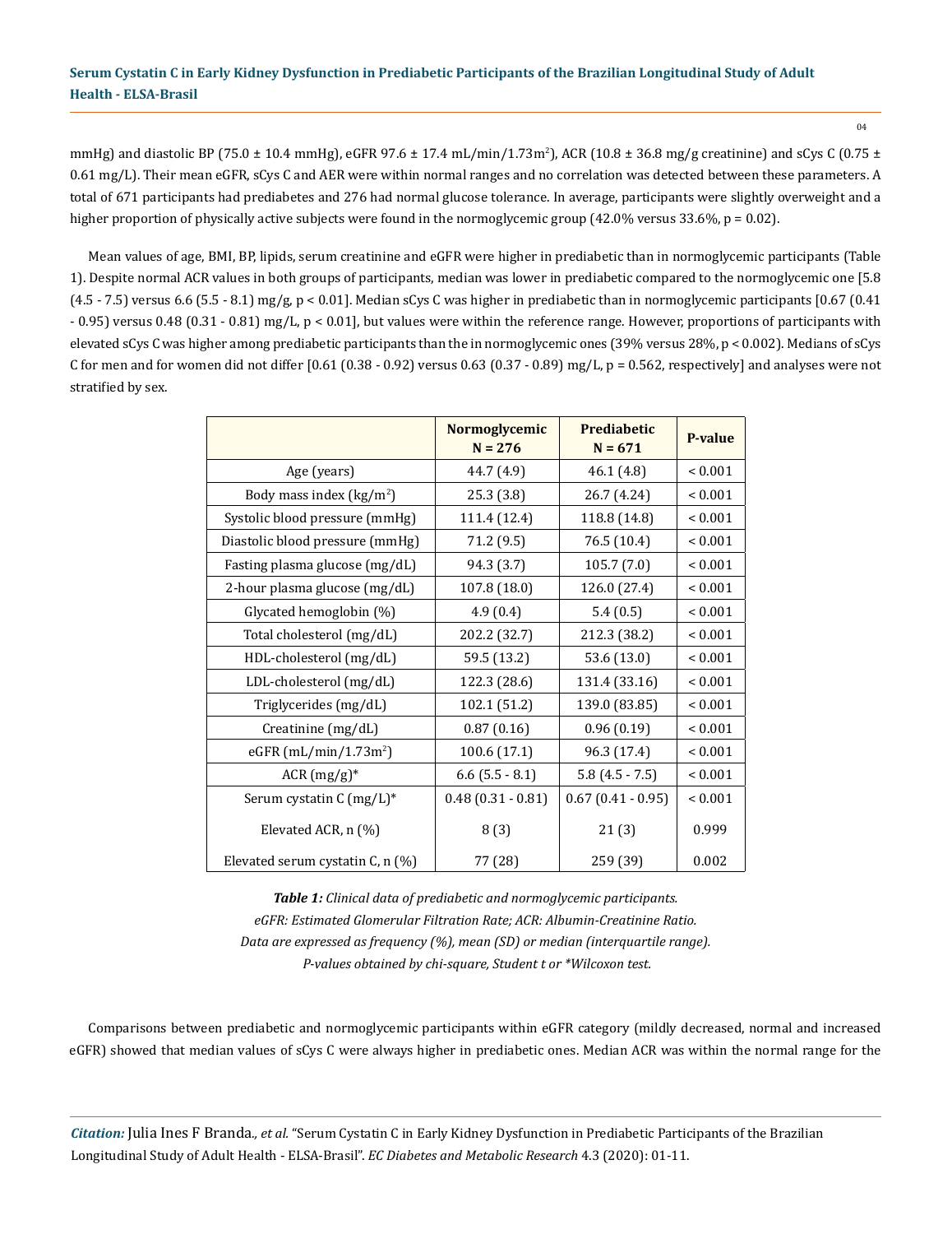mmHg) and diastolic BP (75.0 ± 10.4 mmHg), eGFR 97.6 ± 17.4 mL/min/1.73m$^2$), ACR (10.8 ± 36.8 mg/g creatinine) and sCys C (0.75 ± 0.61 mg/L). Their mean eGFR, sCys C and AER were within normal ranges and no correlation was detected between these parameters. A total of 671 participants had prediabetes and 276 had normal glucose tolerance. In average, participants were slightly overweight and a higher proportion of physically active subjects were found in the normoglycemic group (42.0% versus 33.6%, p = 0.02).

Mean values of age, BMI, BP, lipids, serum creatinine and eGFR were higher in prediabetic than in normoglycemic participants (Table 1). Despite normal ACR values in both groups of participants, median was lower in prediabetic compared to the normoglycemic one [5.8 (4.5 - 7.5) versus 6.6 (5.5 - 8.1) mg/g, p < 0.01]. Median sCys C was higher in prediabetic than in normoglycemic participants [0.67 (0.41 - 0.95) versus 0.48 (0.31 - 0.81) mg/L, p < 0.01], but values were within the reference range. However, proportions of participants with elevated sCys C was higher among prediabetic participants than the in normoglycemic ones (39% versus 28%, p < 0.002). Medians of sCys C for men and for women did not differ [0.61 (0.38 - 0.92) versus 0.63 (0.37 - 0.89) mg/L, p = 0.562, respectively] and analyses were not stratified by sex.

| | Normoglycemic N = 276 | Prediabetic N = 671 | P-value |
|---|---|---|---|
| Age (years) | 44.7 (4.9) | 46.1 (4.8) | < 0.001 |
| Body mass index (kg/m$^2$) | 25.3 (3.8) | 26.7 (4.24) | < 0.001 |
| Systolic blood pressure (mmHg) | 111.4 (12.4) | 118.8 (14.8) | < 0.001 |
| Diastolic blood pressure (mmHg) | 71.2 (9.5) | 76.5 (10.4) | < 0.001 |
| Fasting plasma glucose (mg/dL) | 94.3 (3.7) | 105.7 (7.0) | < 0.001 |
| 2-hour plasma glucose (mg/dL) | 107.8 (18.0) | 126.0 (27.4) | < 0.001 |
| Glycated hemoglobin (%) | 4.9 (0.4) | 5.4 (0.5) | < 0.001 |
| Total cholesterol (mg/dL) | 202.2 (32.7) | 212.3 (38.2) | < 0.001 |
| HDL-cholesterol (mg/dL) | 59.5 (13.2) | 53.6 (13.0) | < 0.001 |
| LDL-cholesterol (mg/dL) | 122.3 (28.6) | 131.4 (33.16) | < 0.001 |
| Triglycerides (mg/dL) | 102.1 (51.2) | 139.0 (83.85) | < 0.001 |
| Creatinine (mg/dL) | 0.87 (0.16) | 0.96 (0.19) | < 0.001 |
| eGFR (mL/min/1.73m$^2$) | 100.6 (17.1) | 96.3 (17.4) | < 0.001 |
| ACR (mg/g)* | 6.6 (5.5 - 8.1) | 5.8 (4.5 - 7.5) | < 0.001 |
| Serum cystatin C (mg/L)* | 0.48 (0.31 - 0.81) | 0.67 (0.41 - 0.95) | < 0.001 |
| Elevated ACR, n (%) | 8 (3) | 21 (3) | 0.999 |
| Elevated serum cystatin C, n (%) | 77 (28) | 259 (39) | 0.002 |

***Table 1:*** *Clinical data of prediabetic and normoglycemic participants.*
*eGFR: Estimated Glomerular Filtration Rate; ACR: Albumin-Creatinine Ratio.*
*Data are expressed as frequency (%), mean (SD) or median (interquartile range).*
*P-values obtained by chi-square, Student t or *Wilcoxon test.*

Comparisons between prediabetic and normoglycemic participants within eGFR category (mildly decreased, normal and increased eGFR) showed that median values of sCys C were always higher in prediabetic ones. Median ACR was within the normal range for the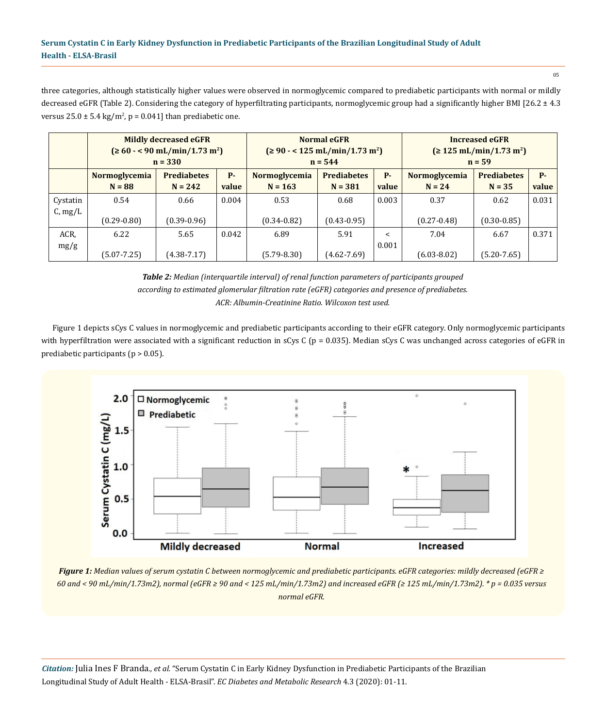three categories, although statistically higher values were observed in normoglycemic compared to prediabetic participants with normal or mildly decreased eGFR (Table 2). Considering the category of hyperfiltrating participants, normoglycemic group had a significantly higher BMI [26.2 ± 4.3 versus 25.0 ± 5.4 kg/m$^2$, p = 0.041] than prediabetic one.

| | Mildly decreased eGFR (≥ 60 - < 90 mL/min/1.73 m$^2$) n = 330 | | | Normal eGFR (≥ 90 - < 125 mL/min/1.73 m$^2$) n = 544 | | | Increased eGFR (≥ 125 mL/min/1.73 m$^2$) n = 59 | | |
|---|---|---|---|---|---|---|---|---|---|
| | Normoglycemia N = 88 | Prediabetes N = 242 | P-value | Normoglycemia N = 163 | Prediabetes N = 381 | P-value | Normoglycemia N = 24 | Prediabetes N = 35 | P-value |
| Cystatin C, mg/L | 0.54 (0.29-0.80) | 0.66 (0.39-0.96) | 0.004 | 0.53 (0.34-0.82) | 0.68 (0.43-0.95) | 0.003 | 0.37 (0.27-0.48) | 0.62 (0.30-0.85) | 0.031 |
| ACR, mg/g | 6.22 (5.07-7.25) | 5.65 (4.38-7.17) | 0.042 | 6.89 (5.79-8.30) | 5.91 (4.62-7.69) | < 0.001 | 7.04 (6.03-8.02) | 6.67 (5.20-7.65) | 0.371 |

*Table 2: Median (interquartile interval) of renal function parameters of participants grouped according to estimated glomerular filtration rate (eGFR) categories and presence of prediabetes. ACR: Albumin-Creatinine Ratio. Wilcoxon test used.*

Figure 1 depicts sCys C values in normoglycemic and prediabetic participants according to their eGFR category. Only normoglycemic participants with hyperfiltration were associated with a significant reduction in sCys C (p = 0.035). Median sCys C was unchanged across categories of eGFR in prediabetic participants (p > 0.05).

*Figure 1: Median values of serum cystatin C between normoglycemic and prediabetic participants. eGFR categories: mildly decreased (eGFR ≥ 60 and < 90 mL/min/1.73m2), normal (eGFR ≥ 90 and < 125 mL/min/1.73m2) and increased eGFR (≥ 125 mL/min/1.73m2). * p = 0.035 versus normal eGFR.*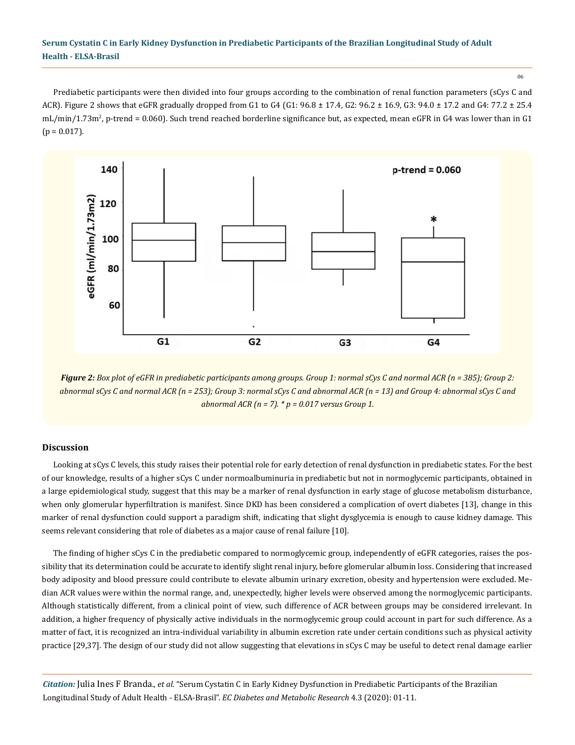Prediabetic participants were then divided into four groups according to the combination of renal function parameters (sCys C and ACR). Figure 2 shows that eGFR gradually dropped from G1 to G4 (G1: 96.8 ± 17.4, G2: 96.2 ± 16.9, G3: 94.0 ± 17.2 and G4: 77.2 ± 25.4 mL/min/1.73m$^2$, p-trend = 0.060). Such trend reached borderline significance but, as expected, mean eGFR in G4 was lower than in G1 (p = 0.017).

***Figure 2:*** *Box plot of eGFR in prediabetic participants among groups. Group 1: normal sCys C and normal ACR (n = 385); Group 2: abnormal sCys C and normal ACR (n = 253); Group 3: normal sCys C and abnormal ACR (n = 13) and Group 4: abnormal sCys C and abnormal ACR (n = 7). * p = 0.017 versus Group 1.*

## Discussion

Looking at sCys C levels, this study raises their potential role for early detection of renal dysfunction in prediabetic states. For the best of our knowledge, results of a higher sCys C under normoalbuminuria in prediabetic but not in normoglycemic participants, obtained in a large epidemiological study, suggest that this may be a marker of renal dysfunction in early stage of glucose metabolism disturbance, when only glomerular hyperfiltration is manifest. Since DKD has been considered a complication of overt diabetes [13], change in this marker of renal dysfunction could support a paradigm shift, indicating that slight dysglycemia is enough to cause kidney damage. This seems relevant considering that role of diabetes as a major cause of renal failure [10].

The finding of higher sCys C in the prediabetic compared to normoglycemic group, independently of eGFR categories, raises the possibility that its determination could be accurate to identify slight renal injury, before glomerular albumin loss. Considering that increased body adiposity and blood pressure could contribute to elevate albumin urinary excretion, obesity and hypertension were excluded. Median ACR values were within the normal range, and, unexpectedly, higher levels were observed among the normoglycemic participants. Although statistically different, from a clinical point of view, such difference of ACR between groups may be considered irrelevant. In addition, a higher frequency of physically active individuals in the normoglycemic group could account in part for such difference. As a matter of fact, it is recognized an intra-individual variability in albumin excretion rate under certain conditions such as physical activity practice [29,37]. The design of our study did not allow suggesting that elevations in sCys C may be useful to detect renal damage earlier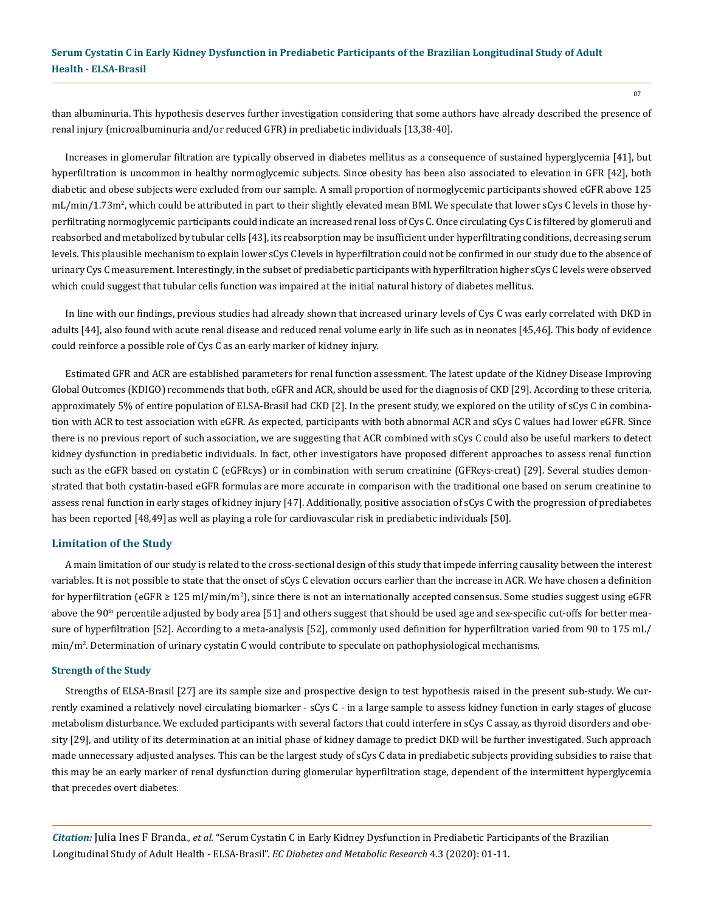than albuminuria. This hypothesis deserves further investigation considering that some authors have already described the presence of renal injury (microalbuminuria and/or reduced GFR) in prediabetic individuals [13,38-40].

Increases in glomerular filtration are typically observed in diabetes mellitus as a consequence of sustained hyperglycemia [41], but hyperfiltration is uncommon in healthy normoglycemic subjects. Since obesity has been also associated to elevation in GFR [42], both diabetic and obese subjects were excluded from our sample. A small proportion of normoglycemic participants showed eGFR above 125 mL/min/1.73m$^2$, which could be attributed in part to their slightly elevated mean BMI. We speculate that lower sCys C levels in those hyperfiltrating normoglycemic participants could indicate an increased renal loss of Cys C. Once circulating Cys C is filtered by glomeruli and reabsorbed and metabolized by tubular cells [43], its reabsorption may be insufficient under hyperfiltrating conditions, decreasing serum levels. This plausible mechanism to explain lower sCys C levels in hyperfiltration could not be confirmed in our study due to the absence of urinary Cys C measurement. Interestingly, in the subset of prediabetic participants with hyperfiltration higher sCys C levels were observed which could suggest that tubular cells function was impaired at the initial natural history of diabetes mellitus.

In line with our findings, previous studies had already shown that increased urinary levels of Cys C was early correlated with DKD in adults [44], also found with acute renal disease and reduced renal volume early in life such as in neonates [45,46]. This body of evidence could reinforce a possible role of Cys C as an early marker of kidney injury.

Estimated GFR and ACR are established parameters for renal function assessment. The latest update of the Kidney Disease Improving Global Outcomes (KDIGO) recommends that both, eGFR and ACR, should be used for the diagnosis of CKD [29]. According to these criteria, approximately 5% of entire population of ELSA-Brasil had CKD [2]. In the present study, we explored on the utility of sCys C in combination with ACR to test association with eGFR. As expected, participants with both abnormal ACR and sCys C values had lower eGFR. Since there is no previous report of such association, we are suggesting that ACR combined with sCys C could also be useful markers to detect kidney dysfunction in prediabetic individuals. In fact, other investigators have proposed different approaches to assess renal function such as the eGFR based on cystatin C (eGFRcys) or in combination with serum creatinine (GFRcys-creat) [29]. Several studies demonstrated that both cystatin-based eGFR formulas are more accurate in comparison with the traditional one based on serum creatinine to assess renal function in early stages of kidney injury [47]. Additionally, positive association of sCys C with the progression of prediabetes has been reported [48,49] as well as playing a role for cardiovascular risk in prediabetic individuals [50].

## Limitation of the Study

A main limitation of our study is related to the cross-sectional design of this study that impede inferring causality between the interest variables. It is not possible to state that the onset of sCys C elevation occurs earlier than the increase in ACR. We have chosen a definition for hyperfiltration (eGFR ≥ 125 ml/min/m$^2$), since there is not an internationally accepted consensus. Some studies suggest using eGFR above the 90$^{th}$ percentile adjusted by body area [51] and others suggest that should be used age and sex-specific cut-offs for better measure of hyperfiltration [52]. According to a meta-analysis [52], commonly used definition for hyperfiltration varied from 90 to 175 mL/min/m$^2$. Determination of urinary cystatin C would contribute to speculate on pathophysiological mechanisms.

### Strength of the Study

Strengths of ELSA-Brasil [27] are its sample size and prospective design to test hypothesis raised in the present sub-study. We currently examined a relatively novel circulating biomarker - sCys C - in a large sample to assess kidney function in early stages of glucose metabolism disturbance. We excluded participants with several factors that could interfere in sCys C assay, as thyroid disorders and obesity [29], and utility of its determination at an initial phase of kidney damage to predict DKD will be further investigated. Such approach made unnecessary adjusted analyses. This can be the largest study of sCys C data in prediabetic subjects providing subsidies to raise that this may be an early marker of renal dysfunction during glomerular hyperfiltration stage, dependent of the intermittent hyperglycemia that precedes overt diabetes.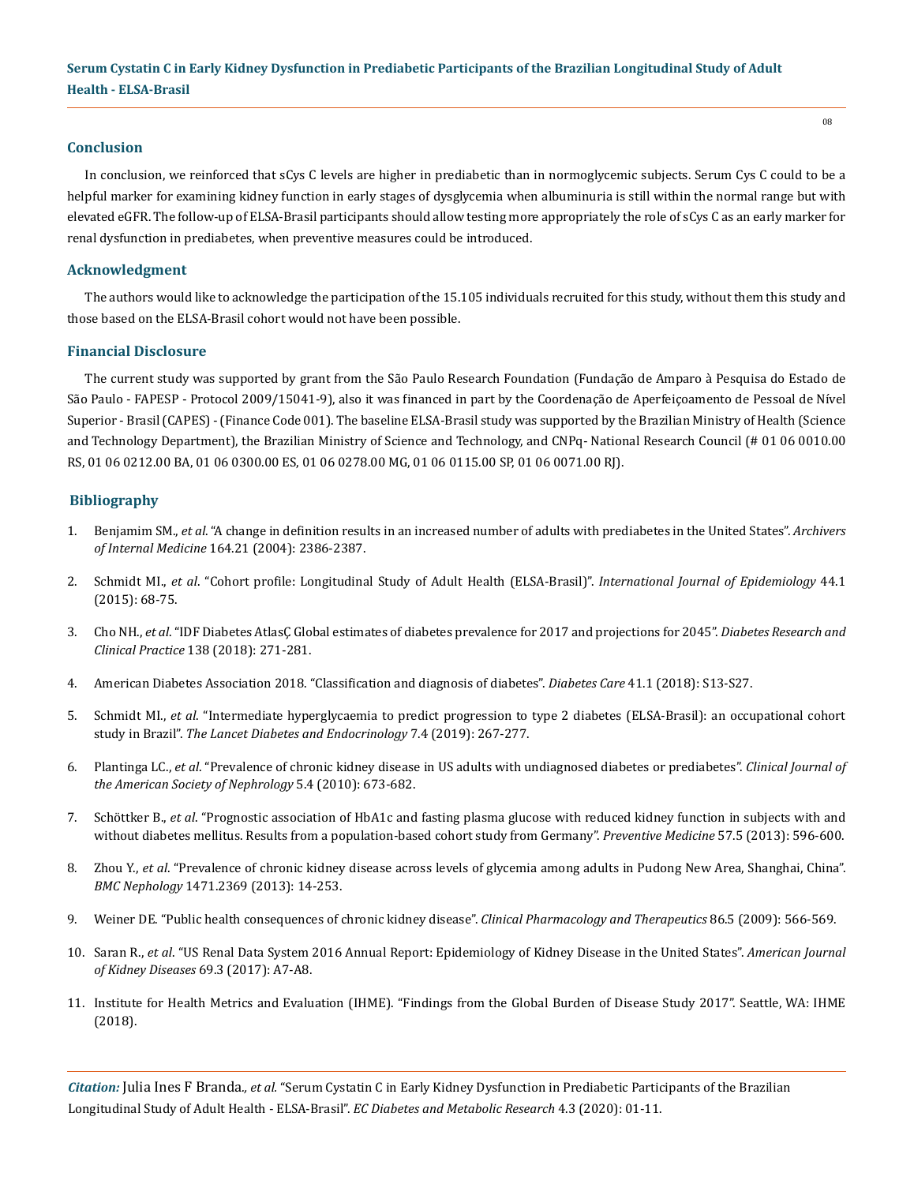## Conclusion

In conclusion, we reinforced that sCys C levels are higher in prediabetic than in normoglycemic subjects. Serum Cys C could to be a helpful marker for examining kidney function in early stages of dysglycemia when albuminuria is still within the normal range but with elevated eGFR. The follow-up of ELSA-Brasil participants should allow testing more appropriately the role of sCys C as an early marker for renal dysfunction in prediabetes, when preventive measures could be introduced.

## Acknowledgment

The authors would like to acknowledge the participation of the 15.105 individuals recruited for this study, without them this study and those based on the ELSA-Brasil cohort would not have been possible.

## Financial Disclosure

The current study was supported by grant from the São Paulo Research Foundation (Fundação de Amparo à Pesquisa do Estado de São Paulo - FAPESP - Protocol 2009/15041-9), also it was financed in part by the Coordenação de Aperfeiçoamento de Pessoal de Nível Superior - Brasil (CAPES) - (Finance Code 001). The baseline ELSA-Brasil study was supported by the Brazilian Ministry of Health (Science and Technology Department), the Brazilian Ministry of Science and Technology, and CNPq- National Research Council (# 01 06 0010.00 RS, 01 06 0212.00 BA, 01 06 0300.00 ES, 01 06 0278.00 MG, 01 06 0115.00 SP, 01 06 0071.00 RJ).

## Bibliography

1. Benjamim SM., *et al*. "A change in definition results in an increased number of adults with prediabetes in the United States". *Archivers of Internal Medicine* 164.21 (2004): 2386-2387.
2. Schmidt MI., *et al*. "Cohort profile: Longitudinal Study of Adult Health (ELSA-Brasil)". *International Journal of Epidemiology* 44.1 (2015): 68-75.
3. Cho NH., *et al*. "IDF Diabetes AtlasÇ Global estimates of diabetes prevalence for 2017 and projections for 2045". *Diabetes Research and Clinical Practice* 138 (2018): 271-281.
4. American Diabetes Association 2018. "Classification and diagnosis of diabetes". *Diabetes Care* 41.1 (2018): S13-S27.
5. Schmidt MI., *et al*. "Intermediate hyperglycaemia to predict progression to type 2 diabetes (ELSA-Brasil): an occupational cohort study in Brazil". *The Lancet Diabetes and Endocrinology* 7.4 (2019): 267-277.
6. Plantinga LC., *et al*. "Prevalence of chronic kidney disease in US adults with undiagnosed diabetes or prediabetes". *Clinical Journal of the American Society of Nephrology* 5.4 (2010): 673-682.
7. Schöttker B., *et al*. "Prognostic association of HbA1c and fasting plasma glucose with reduced kidney function in subjects with and without diabetes mellitus. Results from a population-based cohort study from Germany". *Preventive Medicine* 57.5 (2013): 596-600.
8. Zhou Y., *et al*. "Prevalence of chronic kidney disease across levels of glycemia among adults in Pudong New Area, Shanghai, China". *BMC Nephology* 1471.2369 (2013): 14-253.
9. Weiner DE. "Public health consequences of chronic kidney disease". *Clinical Pharmacology and Therapeutics* 86.5 (2009): 566-569.
10. Saran R., *et al*. "US Renal Data System 2016 Annual Report: Epidemiology of Kidney Disease in the United States". *American Journal of Kidney Diseases* 69.3 (2017): A7-A8.
11. Institute for Health Metrics and Evaluation (IHME). "Findings from the Global Burden of Disease Study 2017". Seattle, WA: IHME (2018).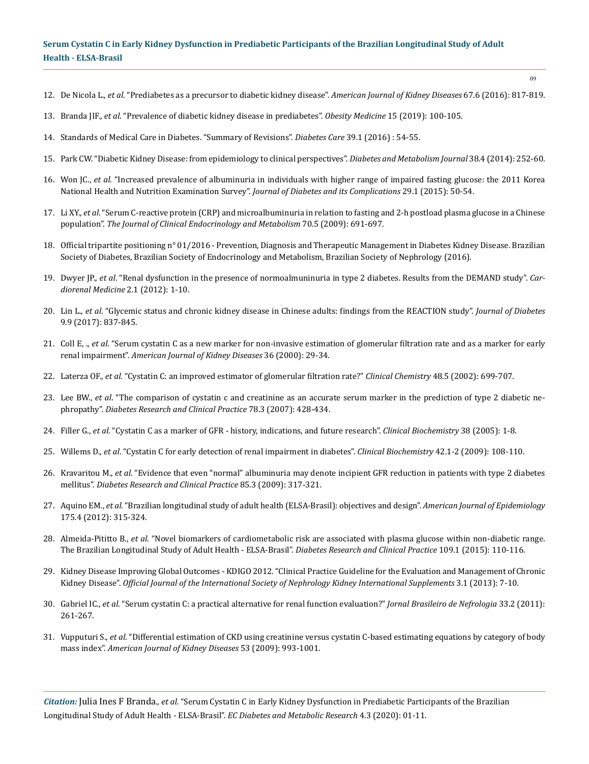12. De Nicola L., *et al*. "Prediabetes as a precursor to diabetic kidney disease". *American Journal of Kidney Diseases* 67.6 (2016): 817-819.
13. Branda JIF., *et al*. "Prevalence of diabetic kidney disease in prediabetes". *Obesity Medicine* 15 (2019): 100-105.
14. Standards of Medical Care in Diabetes. "Summary of Revisions". *Diabetes Care* 39.1 (2016) : 54-55.
15. Park CW. "Diabetic Kidney Disease: from epidemiology to clinical perspectives". *Diabetes and Metabolism Journal* 38.4 (2014): 252-60.
16. Won JC., *et al*. "Increased prevalence of albuminuria in individuals with higher range of impaired fasting glucose: the 2011 Korea National Health and Nutrition Examination Survey". *Journal of Diabetes and its Complications* 29.1 (2015): 50-54.
17. Li XY., *et al*. "Serum C-reactive protein (CRP) and microalbuminuria in relation to fasting and 2-h postload plasma glucose in a Chinese population". *The Journal of Clinical Endocrinology and Metabolism* 70.5 (2009): 691-697.
18. Official tripartite positioning n° 01/2016 - Prevention, Diagnosis and Therapeutic Management in Diabetes Kidney Disease. Brazilian Society of Diabetes, Brazilian Society of Endocrinology and Metabolism, Brazilian Society of Nephrology (2016).
19. Dwyer JP., *et al*. "Renal dysfunction in the presence of normoalmuminuria in type 2 diabetes. Results from the DEMAND study". *Cardiorenal Medicine* 2.1 (2012): 1-10.
20. Lin L., *et al*. "Glycemic status and chronic kidney disease in Chinese adults: findings from the REACTION study". *Journal of Diabetes* 9.9 (2017): 837-845.
21. Coll E, ., *et al*. "Serum cystatin C as a new marker for non-invasive estimation of glomerular filtration rate and as a marker for early renal impairment". *American Journal of Kidney Diseases* 36 (2000): 29-34.
22. Laterza OF., *et al*. "Cystatin C: an improved estimator of glomerular filtration rate?" *Clinical Chemistry* 48.5 (2002): 699-707.
23. Lee BW., *et al*. "The comparison of cystatin c and creatinine as an accurate serum marker in the prediction of type 2 diabetic nephropathy". *Diabetes Research and Clinical Practice* 78.3 (2007): 428-434.
24. Filler G., *et al*. "Cystatin C as a marker of GFR - history, indications, and future research". *Clinical Biochemistry* 38 (2005): 1-8.
25. Willems D., *et al*. "Cystatin C for early detection of renal impairment in diabetes". *Clinical Biochemistry* 42.1-2 (2009): 108-110.
26. Kravaritou M., *et al*. "Evidence that even "normal" albuminuria may denote incipient GFR reduction in patients with type 2 diabetes mellitus". *Diabetes Research and Clinical Practice* 85.3 (2009): 317-321.
27. Aquino EM., *et al*. "Brazilian longitudinal study of adult health (ELSA-Brasil): objectives and design". *American Journal of Epidemiology* 175.4 (2012): 315-324.
28. Almeida-Pititto B., *et al*. "Novel biomarkers of cardiometabolic risk are associated with plasma glucose within non-diabetic range. The Brazilian Longitudinal Study of Adult Health - ELSA-Brasil". *Diabetes Research and Clinical Practice* 109.1 (2015): 110-116.
29. Kidney Disease Improving Global Outcomes - KDIGO 2012. "Clinical Practice Guideline for the Evaluation and Management of Chronic Kidney Disease". *Official Journal of the International Society of Nephrology Kidney International Supplements* 3.1 (2013): 7-10.
30. Gabriel IC., *et al*. "Serum cystatin C: a practical alternative for renal function evaluation?" *Jornal Brasileiro de Nefrologia* 33.2 (2011): 261-267.
31. Vupputuri S., *et al*. "Differential estimation of CKD using creatinine versus cystatin C-based estimating equations by category of body mass index". *American Journal of Kidney Diseases* 53 (2009): 993-1001.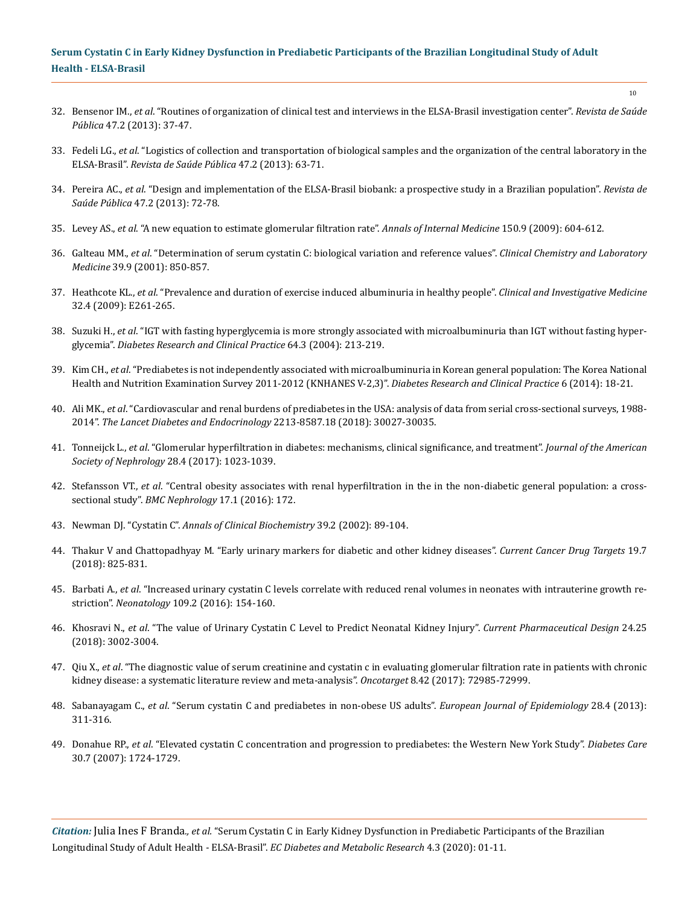32. Bensenor IM., *et al*. "Routines of organization of clinical test and interviews in the ELSA-Brasil investigation center". *Revista de Saúde Pública* 47.2 (2013): 37-47.

33. Fedeli LG., *et al*. "Logistics of collection and transportation of biological samples and the organization of the central laboratory in the ELSA-Brasil". *Revista de Saúde Pública* 47.2 (2013): 63-71.

34. Pereira AC., *et al*. "Design and implementation of the ELSA-Brasil biobank: a prospective study in a Brazilian population". *Revista de Saúde Pública* 47.2 (2013): 72-78.

35. Levey AS., *et al*. "A new equation to estimate glomerular filtration rate". *Annals of Internal Medicine* 150.9 (2009): 604-612.

36. Galteau MM., *et al*. "Determination of serum cystatin C: biological variation and reference values". *Clinical Chemistry and Laboratory Medicine* 39.9 (2001): 850-857.

37. Heathcote KL., *et al*. "Prevalence and duration of exercise induced albuminuria in healthy people". *Clinical and Investigative Medicine* 32.4 (2009): E261-265.

38. Suzuki H., *et al*. "IGT with fasting hyperglycemia is more strongly associated with microalbuminuria than IGT without fasting hyperglycemia". *Diabetes Research and Clinical Practice* 64.3 (2004): 213-219.

39. Kim CH., *et al*. "Prediabetes is not independently associated with microalbuminuria in Korean general population: The Korea National Health and Nutrition Examination Survey 2011-2012 (KNHANES V-2,3)". *Diabetes Research and Clinical Practice* 6 (2014): 18-21.

40. Ali MK., *et al*. "Cardiovascular and renal burdens of prediabetes in the USA: analysis of data from serial cross-sectional surveys, 1988-2014". *The Lancet Diabetes and Endocrinology* 2213-8587.18 (2018): 30027-30035.

41. Tonneijck L., *et al*. "Glomerular hyperfiltration in diabetes: mechanisms, clinical significance, and treatment". *Journal of the American Society of Nephrology* 28.4 (2017): 1023-1039.

42. Stefansson VT., *et al*. "Central obesity associates with renal hyperfiltration in the in the non-diabetic general population: a cross-sectional study". *BMC Nephrology* 17.1 (2016): 172.

43. Newman DJ. "Cystatin C". *Annals of Clinical Biochemistry* 39.2 (2002): 89-104.

44. Thakur V and Chattopadhyay M. "Early urinary markers for diabetic and other kidney diseases". *Current Cancer Drug Targets* 19.7 (2018): 825-831.

45. Barbati A., *et al*. "Increased urinary cystatin C levels correlate with reduced renal volumes in neonates with intrauterine growth restriction". *Neonatology* 109.2 (2016): 154-160.

46. Khosravi N., *et al*. "The value of Urinary Cystatin C Level to Predict Neonatal Kidney Injury". *Current Pharmaceutical Design* 24.25 (2018): 3002-3004.

47. Qiu X., *et al*. "The diagnostic value of serum creatinine and cystatin c in evaluating glomerular filtration rate in patients with chronic kidney disease: a systematic literature review and meta-analysis". *Oncotarget* 8.42 (2017): 72985-72999.

48. Sabanayagam C., *et al*. "Serum cystatin C and prediabetes in non-obese US adults". *European Journal of Epidemiology* 28.4 (2013): 311-316.

49. Donahue RP., *et al*. "Elevated cystatin C concentration and progression to prediabetes: the Western New York Study". *Diabetes Care* 30.7 (2007): 1724-1729.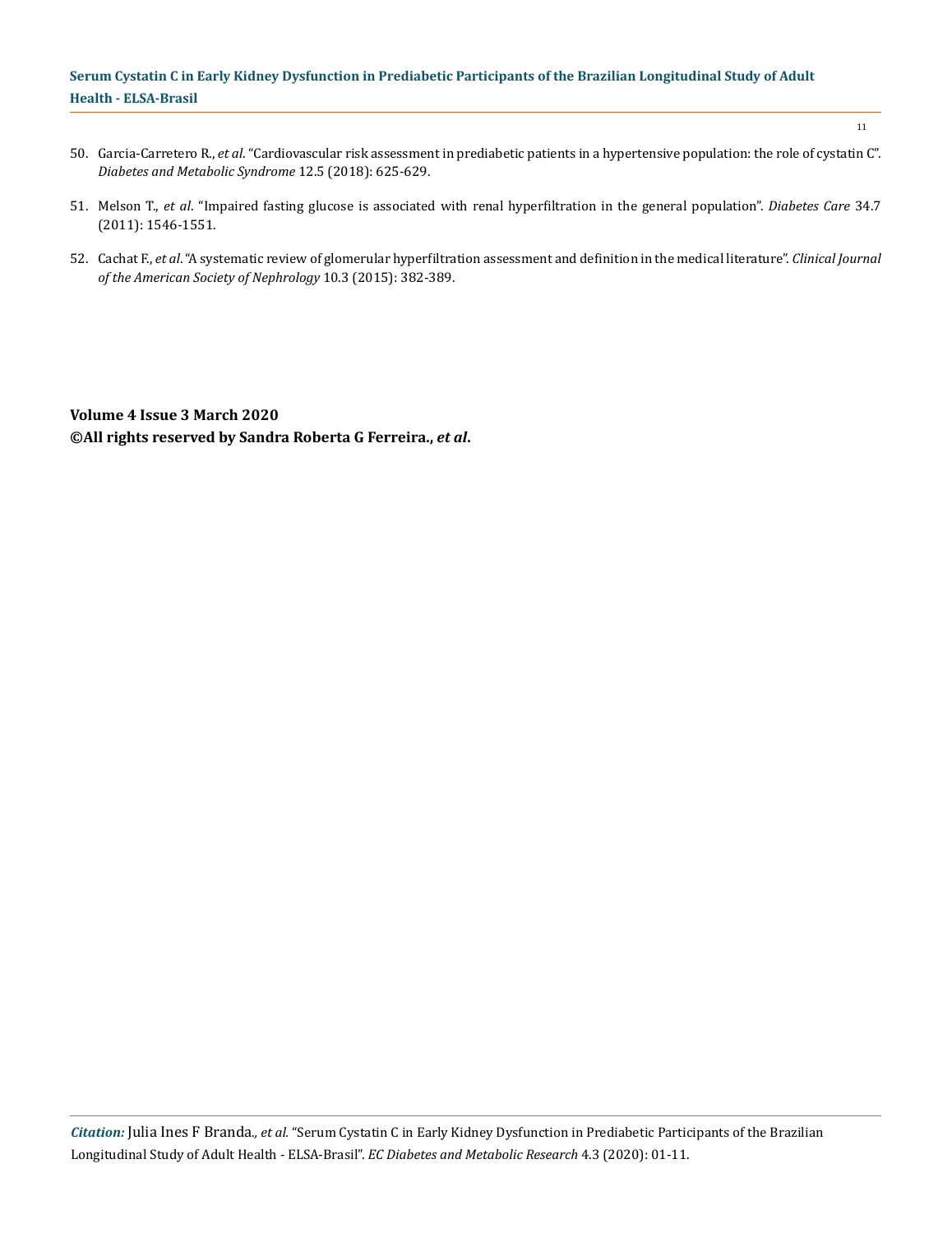50. Garcia-Carretero R., *et al*. "Cardiovascular risk assessment in prediabetic patients in a hypertensive population: the role of cystatin C". *Diabetes and Metabolic Syndrome* 12.5 (2018): 625-629.

51. Melson T., *et al*. "Impaired fasting glucose is associated with renal hyperfiltration in the general population". *Diabetes Care* 34.7 (2011): 1546-1551.

52. Cachat F., *et al*. "A systematic review of glomerular hyperfiltration assessment and definition in the medical literature". *Clinical Journal of the American Society of Nephrology* 10.3 (2015): 382-389.

**Volume 4 Issue 3 March 2020**
**©All rights reserved by Sandra Roberta G Ferreira., *et al*.**